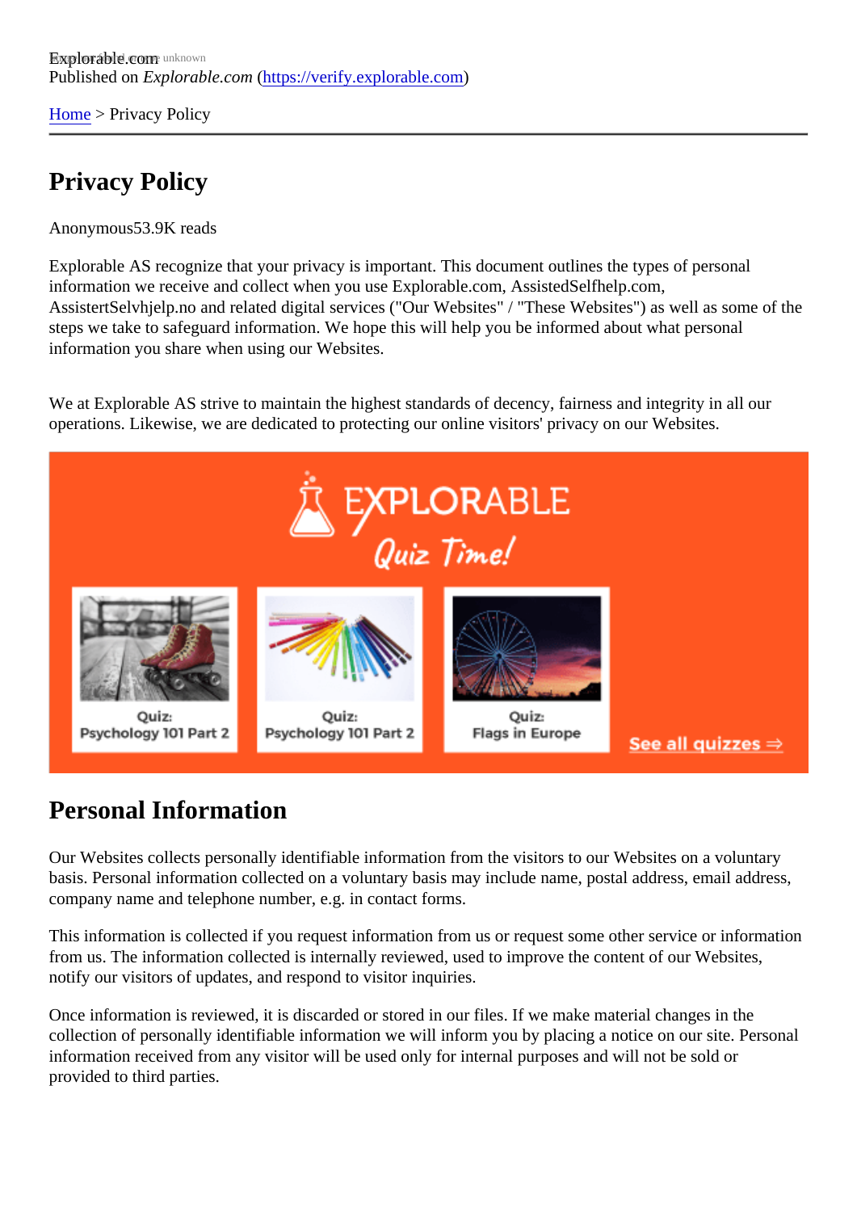Explorable.com
Published on *Explorable.com* (https://verify.explorable.com)

Home > Privacy Policy

# Privacy Policy

Anonymous53.9K reads

Explorable AS recognize that your privacy is important. This document outlines the types of personal information we receive and collect when you use Explorable.com, AssistedSelfhelp.com, AssistertSelvhjelp.no and related digital services ("Our Websites" / "These Websites") as well as some of the steps we take to safeguard information. We hope this will help you be informed about what personal information you share when using our Websites.

We at Explorable AS strive to maintain the highest standards of decency, fairness and integrity in all our operations. Likewise, we are dedicated to protecting our online visitors' privacy on our Websites.

## Personal Information

Our Websites collects personally identifiable information from the visitors to our Websites on a voluntary basis. Personal information collected on a voluntary basis may include name, postal address, email address, company name and telephone number, e.g. in contact forms.

This information is collected if you request information from us or request some other service or information from us. The information collected is internally reviewed, used to improve the content of our Websites, notify our visitors of updates, and respond to visitor inquiries.

Once information is reviewed, it is discarded or stored in our files. If we make material changes in the collection of personally identifiable information we will inform you by placing a notice on our site. Personal information received from any visitor will be used only for internal purposes and will not be sold or provided to third parties.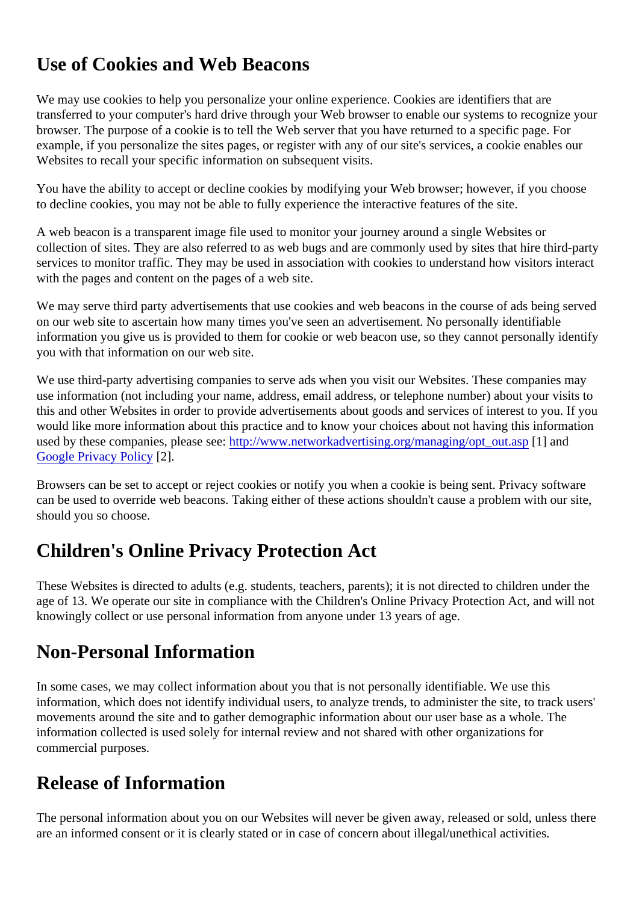## Use of Cookies and Web Beacons

We may use cookies to help you personalize your online experience. Cookies are identifiers that are transferred to your computer's hard drive through your Web browser to enable our systems to recognize your browser. The purpose of a cookie is to tell the Web server that you have returned to a specific page. For example, if you personalize the sites pages, or register with any of our site's services, a cookie enables our Websites to recall your specific information on subsequent visits.

You have the ability to accept or decline cookies by modifying your Web browser; however, if you choose to decline cookies, you may not be able to fully experience the interactive features of the site.

A web beacon is a transparent image file used to monitor your journey around a single Websites or collection of sites. They are also referred to as web bugs and are commonly used by sites that hire third-party services to monitor traffic. They may be used in association with cookies to understand how visitors interact with the pages and content on the pages of a web site.

We may serve third party advertisements that use cookies and web beacons in the course of ads being served on our web site to ascertain how many times you've seen an advertisement. No personally identifiable information you give us is provided to them for cookie or web beacon use, so they cannot personally identify you with that information on our web site.

We use third-party advertising companies to serve ads when you visit our Websites. These companies may use information (not including your name, address, email address, or telephone number) about your visits to this and other Websites in order to provide advertisements about goods and services of interest to you. If you would like more information about this practice and to know your choices about not having this information used by these companies, please see: http://www.networkadvertising.org/managing/opt_out.asp [1] and Google Privacy Policy [2].

Browsers can be set to accept or reject cookies or notify you when a cookie is being sent. Privacy software can be used to override web beacons. Taking either of these actions shouldn't cause a problem with our site, should you so choose.

## Children's Online Privacy Protection Act

These Websites is directed to adults (e.g. students, teachers, parents); it is not directed to children under the age of 13. We operate our site in compliance with the Children's Online Privacy Protection Act, and will not knowingly collect or use personal information from anyone under 13 years of age.

## Non-Personal Information

In some cases, we may collect information about you that is not personally identifiable. We use this information, which does not identify individual users, to analyze trends, to administer the site, to track users' movements around the site and to gather demographic information about our user base as a whole. The information collected is used solely for internal review and not shared with other organizations for commercial purposes.

## Release of Information

The personal information about you on our Websites will never be given away, released or sold, unless there are an informed consent or it is clearly stated or in case of concern about illegal/unethical activities.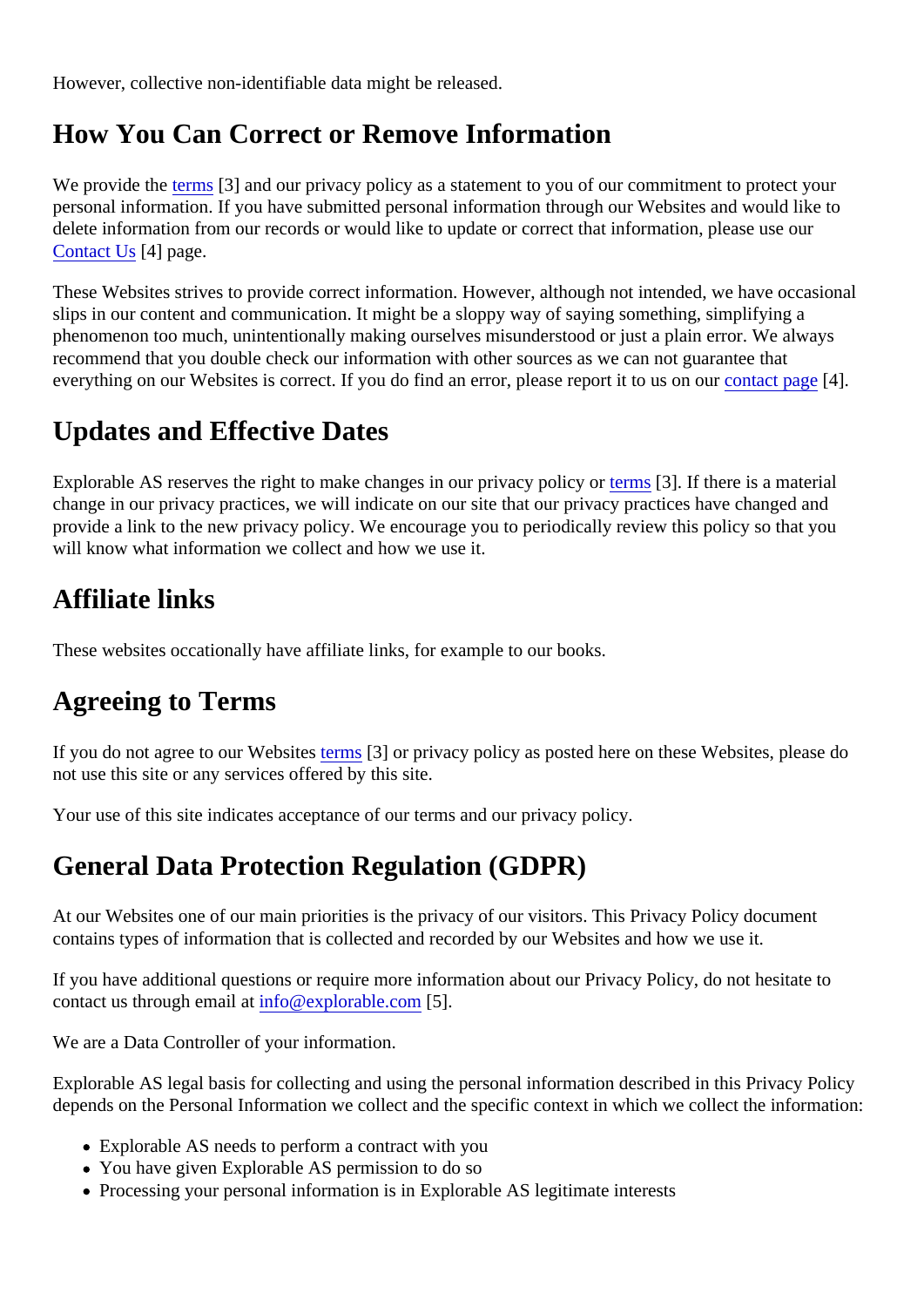However, collective non-identifiable data might be released.

## How You Can Correct or Remove Information

We provide the terms [3] and our privacy policy as a statement to you of our commitment to protect your personal information. If you have submitted personal information through our Websites and would like to delete information from our records or would like to update or correct that information, please use our Contact Us [4] page.

These Websites strives to provide correct information. However, although not intended, we have occasional slips in our content and communication. It might be a sloppy way of saying something, simplifying a phenomenon too much, unintentionally making ourselves misunderstood or just a plain error. We always recommend that you double check our information with other sources as we can not guarantee that everything on our Websites is correct. If you do find an error, please report it to us on our contact page [4].

## Updates and Effective Dates

Explorable AS reserves the right to make changes in our privacy policy or terms [3]. If there is a material change in our privacy practices, we will indicate on our site that our privacy practices have changed and provide a link to the new privacy policy. We encourage you to periodically review this policy so that you will know what information we collect and how we use it.

## Affiliate links

These websites occationally have affiliate links, for example to our books.

## Agreeing to Terms

If you do not agree to our Websites terms [3] or privacy policy as posted here on these Websites, please do not use this site or any services offered by this site.

Your use of this site indicates acceptance of our terms and our privacy policy.

## General Data Protection Regulation (GDPR)

At our Websites one of our main priorities is the privacy of our visitors. This Privacy Policy document contains types of information that is collected and recorded by our Websites and how we use it.

If you have additional questions or require more information about our Privacy Policy, do not hesitate to contact us through email at info@explorable.com [5].

We are a Data Controller of your information.

Explorable AS legal basis for collecting and using the personal information described in this Privacy Policy depends on the Personal Information we collect and the specific context in which we collect the information:

- Explorable AS needs to perform a contract with you
- You have given Explorable AS permission to do so
- Processing your personal information is in Explorable AS legitimate interests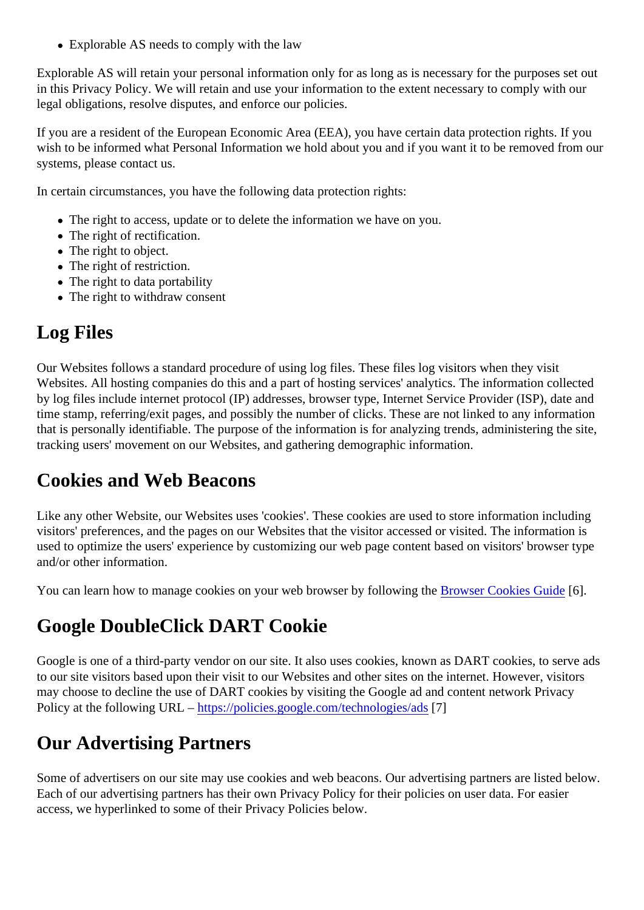- Explorable AS needs to comply with the law

Explorable AS will retain your personal information only for as long as is necessary for the purposes set out in this Privacy Policy. We will retain and use your information to the extent necessary to comply with our legal obligations, resolve disputes, and enforce our policies.

If you are a resident of the European Economic Area (EEA), you have certain data protection rights. If you wish to be informed what Personal Information we hold about you and if you want it to be removed from our systems, please contact us.

In certain circumstances, you have the following data protection rights:

- The right to access, update or to delete the information we have on you.
- The right of rectification.
- The right to object.
- The right of restriction.
- The right to data portability
- The right to withdraw consent

## Log Files

Our Websites follows a standard procedure of using log files. These files log visitors when they visit Websites. All hosting companies do this and a part of hosting services' analytics. The information collected by log files include internet protocol (IP) addresses, browser type, Internet Service Provider (ISP), date and time stamp, referring/exit pages, and possibly the number of clicks. These are not linked to any information that is personally identifiable. The purpose of the information is for analyzing trends, administering the site, tracking users' movement on our Websites, and gathering demographic information.

## Cookies and Web Beacons

Like any other Website, our Websites uses 'cookies'. These cookies are used to store information including visitors' preferences, and the pages on our Websites that the visitor accessed or visited. The information is used to optimize the users' experience by customizing our web page content based on visitors' browser type and/or other information.

You can learn how to manage cookies on your web browser by following the Browser Cookies Guide [6].

## Google DoubleClick DART Cookie

Google is one of a third-party vendor on our site. It also uses cookies, known as DART cookies, to serve ads to our site visitors based upon their visit to our Websites and other sites on the internet. However, visitors may choose to decline the use of DART cookies by visiting the Google ad and content network Privacy Policy at the following URL – https://policies.google.com/technologies/ads [7]

## Our Advertising Partners

Some of advertisers on our site may use cookies and web beacons. Our advertising partners are listed below. Each of our advertising partners has their own Privacy Policy for their policies on user data. For easier access, we hyperlinked to some of their Privacy Policies below.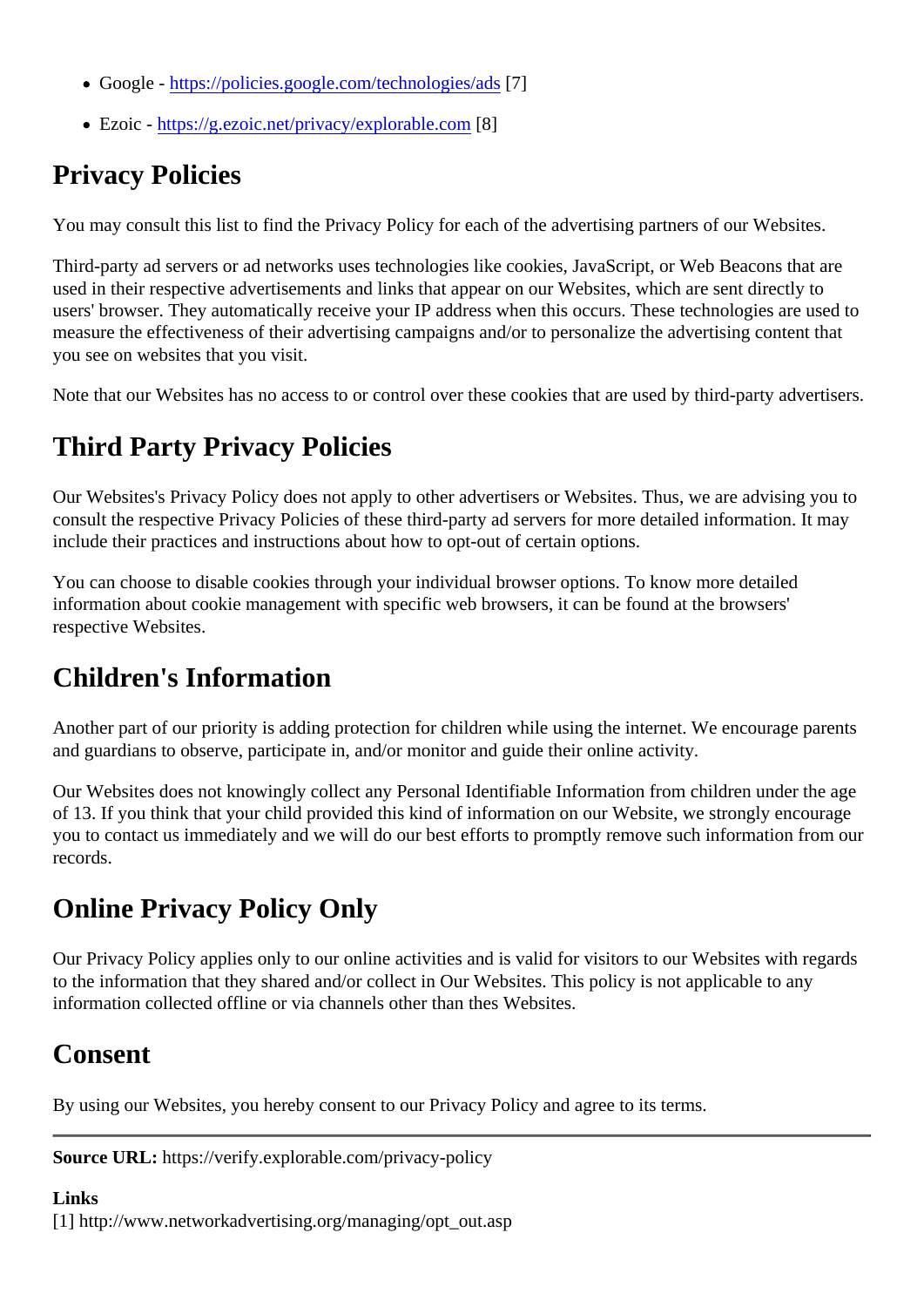- Google - https://policies.google.com/technologies/ads [7]
- Ezoic - https://g.ezoic.net/privacy/explorable.com [8]

## Privacy Policies

You may consult this list to find the Privacy Policy for each of the advertising partners of our Websites.

Third-party ad servers or ad networks uses technologies like cookies, JavaScript, or Web Beacons that are used in their respective advertisements and links that appear on our Websites, which are sent directly to users' browser. They automatically receive your IP address when this occurs. These technologies are used to measure the effectiveness of their advertising campaigns and/or to personalize the advertising content that you see on websites that you visit.

Note that our Websites has no access to or control over these cookies that are used by third-party advertisers.

## Third Party Privacy Policies

Our Websites's Privacy Policy does not apply to other advertisers or Websites. Thus, we are advising you to consult the respective Privacy Policies of these third-party ad servers for more detailed information. It may include their practices and instructions about how to opt-out of certain options.

You can choose to disable cookies through your individual browser options. To know more detailed information about cookie management with specific web browsers, it can be found at the browsers' respective Websites.

## Children's Information

Another part of our priority is adding protection for children while using the internet. We encourage parents and guardians to observe, participate in, and/or monitor and guide their online activity.

Our Websites does not knowingly collect any Personal Identifiable Information from children under the age of 13. If you think that your child provided this kind of information on our Website, we strongly encourage you to contact us immediately and we will do our best efforts to promptly remove such information from our records.

## Online Privacy Policy Only

Our Privacy Policy applies only to our online activities and is valid for visitors to our Websites with regards to the information that they shared and/or collect in Our Websites. This policy is not applicable to any information collected offline or via channels other than thes Websites.

## Consent

By using our Websites, you hereby consent to our Privacy Policy and agree to its terms.

---

**Source URL:** https://verify.explorable.com/privacy-policy

**Links**
[1] http://www.networkadvertising.org/managing/opt_out.asp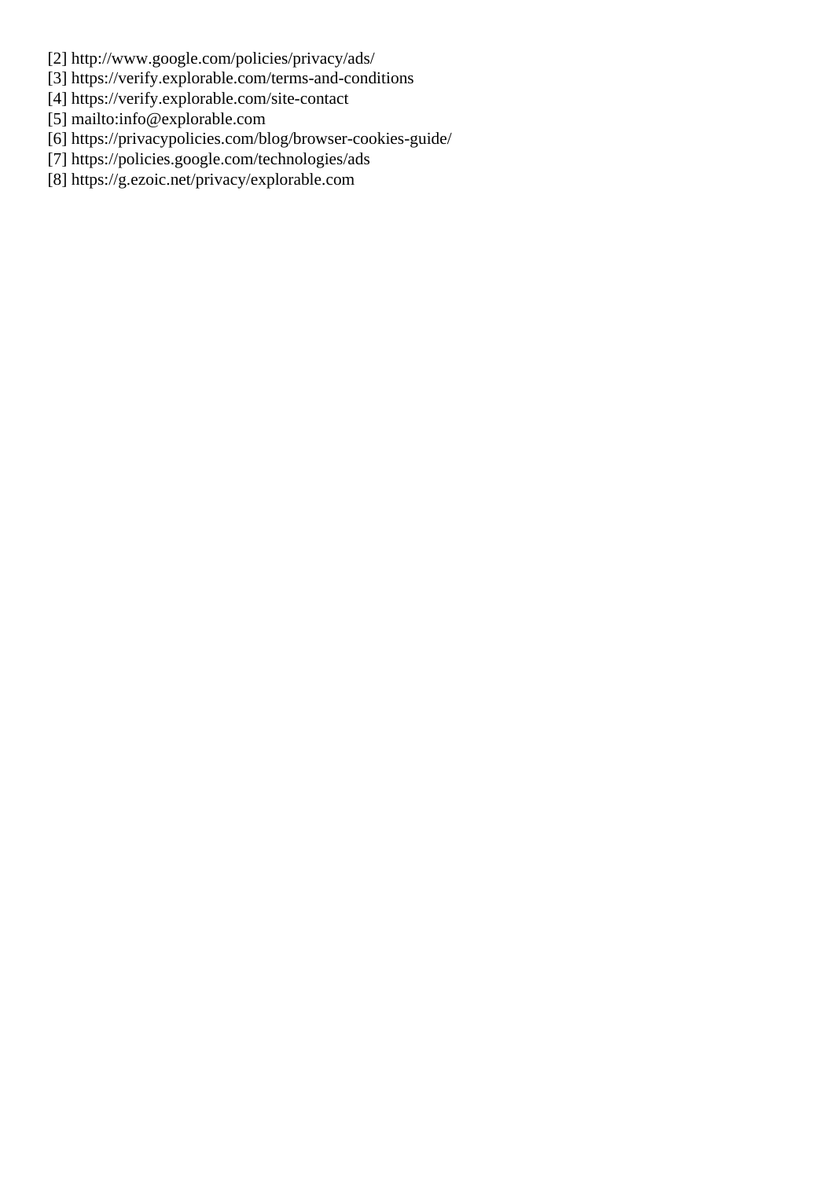[2] http://www.google.com/policies/privacy/ads/
[3] https://verify.explorable.com/terms-and-conditions
[4] https://verify.explorable.com/site-contact
[5] mailto:info@explorable.com
[6] https://privacypolicies.com/blog/browser-cookies-guide/
[7] https://policies.google.com/technologies/ads
[8] https://g.ezoic.net/privacy/explorable.com